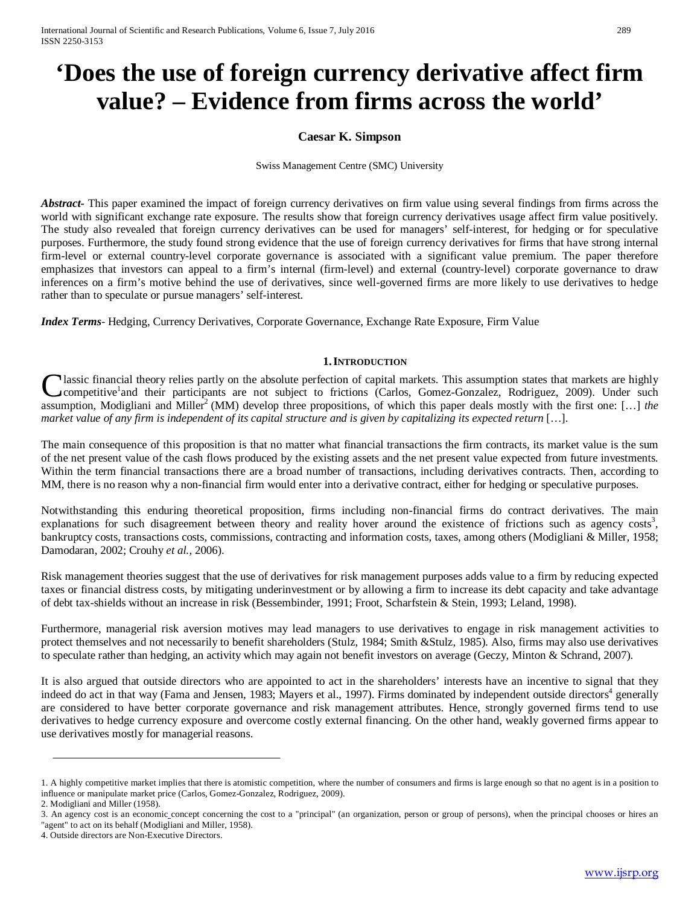# 'Does the use of foreign currency derivative affect firm value? – Evidence from firms across the world'

**Caesar K. Simpson**

Swiss Management Centre (SMC) University

***Abstract-*** This paper examined the impact of foreign currency derivatives on firm value using several findings from firms across the world with significant exchange rate exposure. The results show that foreign currency derivatives usage affect firm value positively. The study also revealed that foreign currency derivatives can be used for managers' self-interest, for hedging or for speculative purposes. Furthermore, the study found strong evidence that the use of foreign currency derivatives for firms that have strong internal firm-level or external country-level corporate governance is associated with a significant value premium. The paper therefore emphasizes that investors can appeal to a firm's internal (firm-level) and external (country-level) corporate governance to draw inferences on a firm's motive behind the use of derivatives, since well-governed firms are more likely to use derivatives to hedge rather than to speculate or pursue managers' self-interest.

***Index Terms*** - Hedging, Currency Derivatives, Corporate Governance, Exchange Rate Exposure, Firm Value

## 1. Introduction

Classic financial theory relies partly on the absolute perfection of capital markets. This assumption states that markets are highly competitive[1]and their participants are not subject to frictions (Carlos, Gomez-Gonzalez, Rodriguez, 2009). Under such assumption, Modigliani and Miller[2] (MM) develop three propositions, of which this paper deals mostly with the first one: […] *the market value of any firm is independent of its capital structure and is given by capitalizing its expected return* […].

The main consequence of this proposition is that no matter what financial transactions the firm contracts, its market value is the sum of the net present value of the cash flows produced by the existing assets and the net present value expected from future investments. Within the term financial transactions there are a broad number of transactions, including derivatives contracts. Then, according to MM, there is no reason why a non-financial firm would enter into a derivative contract, either for hedging or speculative purposes.

Notwithstanding this enduring theoretical proposition, firms including non-financial firms do contract derivatives. The main explanations for such disagreement between theory and reality hover around the existence of frictions such as agency costs[3], bankruptcy costs, transactions costs, commissions, contracting and information costs, taxes, among others (Modigliani & Miller, 1958; Damodaran, 2002; Crouhy *et al.,* 2006).

Risk management theories suggest that the use of derivatives for risk management purposes adds value to a firm by reducing expected taxes or financial distress costs, by mitigating underinvestment or by allowing a firm to increase its debt capacity and take advantage of debt tax-shields without an increase in risk (Bessembinder, 1991; Froot, Scharfstein & Stein, 1993; Leland, 1998).

Furthermore, managerial risk aversion motives may lead managers to use derivatives to engage in risk management activities to protect themselves and not necessarily to benefit shareholders (Stulz, 1984; Smith &Stulz, 1985). Also, firms may also use derivatives to speculate rather than hedging, an activity which may again not benefit investors on average (Geczy, Minton & Schrand, 2007).

It is also argued that outside directors who are appointed to act in the shareholders' interests have an incentive to signal that they indeed do act in that way (Fama and Jensen, 1983; Mayers et al., 1997). Firms dominated by independent outside directors[4] generally are considered to have better corporate governance and risk management attributes. Hence, strongly governed firms tend to use derivatives to hedge currency exposure and overcome costly external financing. On the other hand, weakly governed firms appear to use derivatives mostly for managerial reasons.

---

1. A highly competitive market implies that there is atomistic competition, where the number of consumers and firms is large enough so that no agent is in a position to influence or manipulate market price (Carlos, Gomez-Gonzalez, Rodriguez, 2009).
2. Modigliani and Miller (1958).
3. An agency cost is an economic concept concerning the cost to a "principal" (an organization, person or group of persons), when the principal chooses or hires an "agent" to act on its behalf (Modigliani and Miller, 1958).
4. Outside directors are Non-Executive Directors.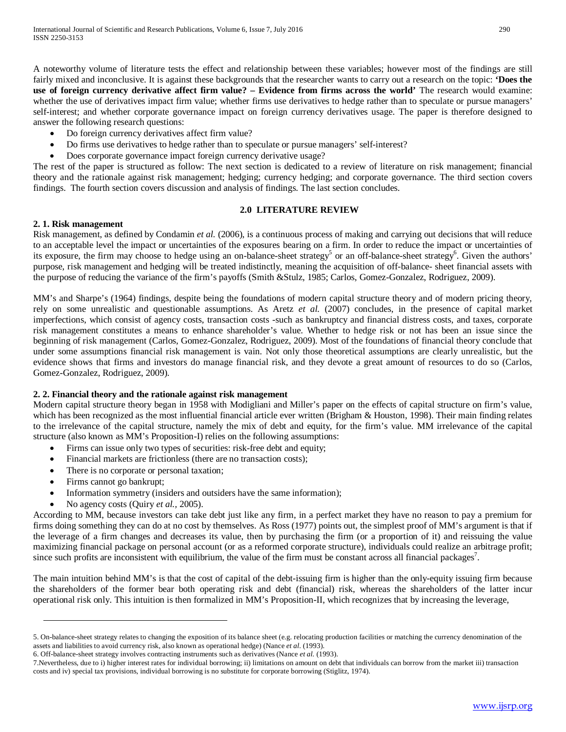A noteworthy volume of literature tests the effect and relationship between these variables; however most of the findings are still fairly mixed and inconclusive. It is against these backgrounds that the researcher wants to carry out a research on the topic: **'Does the use of foreign currency derivative affect firm value? – Evidence from firms across the world'** The research would examine: whether the use of derivatives impact firm value; whether firms use derivatives to hedge rather than to speculate or pursue managers' self-interest; and whether corporate governance impact on foreign currency derivatives usage. The paper is therefore designed to answer the following research questions:

- Do foreign currency derivatives affect firm value?
- Do firms use derivatives to hedge rather than to speculate or pursue managers' self-interest?
- Does corporate governance impact foreign currency derivative usage?

The rest of the paper is structured as follow: The next section is dedicated to a review of literature on risk management; financial theory and the rationale against risk management; hedging; currency hedging; and corporate governance. The third section covers findings. The fourth section covers discussion and analysis of findings. The last section concludes.

## 2.0 LITERATURE REVIEW

### 2. 1. Risk management

Risk management, as defined by Condamin *et al.* (2006), is a continuous process of making and carrying out decisions that will reduce to an acceptable level the impact or uncertainties of the exposures bearing on a firm. In order to reduce the impact or uncertainties of its exposure, the firm may choose to hedge using an on-balance-sheet strategy[5] or an off-balance-sheet strategy[6]. Given the authors' purpose, risk management and hedging will be treated indistinctly, meaning the acquisition of off-balance- sheet financial assets with the purpose of reducing the variance of the firm's payoffs (Smith &Stulz, 1985; Carlos, Gomez-Gonzalez, Rodriguez, 2009).

MM's and Sharpe's (1964) findings, despite being the foundations of modern capital structure theory and of modern pricing theory, rely on some unrealistic and questionable assumptions. As Aretz *et al.* (2007) concludes, in the presence of capital market imperfections, which consist of agency costs, transaction costs -such as bankruptcy and financial distress costs, and taxes, corporate risk management constitutes a means to enhance shareholder's value. Whether to hedge risk or not has been an issue since the beginning of risk management (Carlos, Gomez-Gonzalez, Rodriguez, 2009). Most of the foundations of financial theory conclude that under some assumptions financial risk management is vain. Not only those theoretical assumptions are clearly unrealistic, but the evidence shows that firms and investors do manage financial risk, and they devote a great amount of resources to do so (Carlos, Gomez-Gonzalez, Rodriguez, 2009).

### 2. 2. Financial theory and the rationale against risk management

Modern capital structure theory began in 1958 with Modigliani and Miller's paper on the effects of capital structure on firm's value, which has been recognized as the most influential financial article ever written (Brigham & Houston, 1998). Their main finding relates to the irrelevance of the capital structure, namely the mix of debt and equity, for the firm's value. MM irrelevance of the capital structure (also known as MM's Proposition-I) relies on the following assumptions:

- Firms can issue only two types of securities: risk-free debt and equity;
- Financial markets are frictionless (there are no transaction costs);
- There is no corporate or personal taxation;
- Firms cannot go bankrupt;
- Information symmetry (insiders and outsiders have the same information);
- No agency costs (Quiry *et al.*, 2005).

According to MM, because investors can take debt just like any firm, in a perfect market they have no reason to pay a premium for firms doing something they can do at no cost by themselves. As Ross (1977) points out, the simplest proof of MM's argument is that if the leverage of a firm changes and decreases its value, then by purchasing the firm (or a proportion of it) and reissuing the value maximizing financial package on personal account (or as a reformed corporate structure), individuals could realize an arbitrage profit; since such profits are inconsistent with equilibrium, the value of the firm must be constant across all financial packages[7].

The main intuition behind MM's is that the cost of capital of the debt-issuing firm is higher than the only-equity issuing firm because the shareholders of the former bear both operating risk and debt (financial) risk, whereas the shareholders of the latter incur operational risk only. This intuition is then formalized in MM's Proposition-II, which recognizes that by increasing the leverage,

---

5. On-balance-sheet strategy relates to changing the exposition of its balance sheet (e.g. relocating production facilities or matching the currency denomination of the assets and liabilities to avoid currency risk, also known as operational hedge) (Nance *et al.* (1993).

6. Off-balance-sheet strategy involves contracting instruments such as derivatives (Nance *et al.* (1993).

7. Nevertheless, due to i) higher interest rates for individual borrowing; ii) limitations on amount on debt that individuals can borrow from the market iii) transaction costs and iv) special tax provisions, individual borrowing is no substitute for corporate borrowing (Stiglitz, 1974).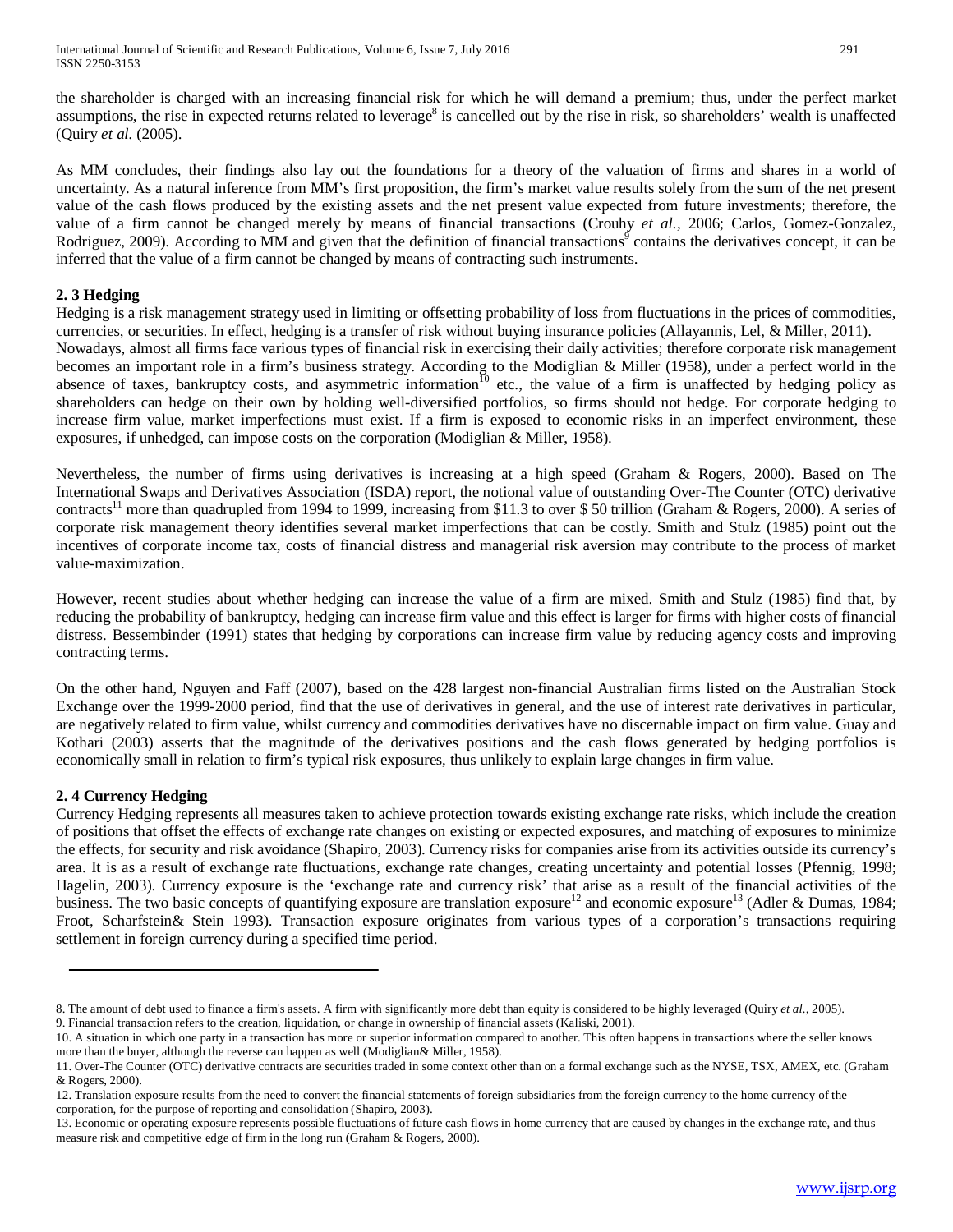the shareholder is charged with an increasing financial risk for which he will demand a premium; thus, under the perfect market assumptions, the rise in expected returns related to leverage[8] is cancelled out by the rise in risk, so shareholders' wealth is unaffected (Quiry *et al.* (2005).

As MM concludes, their findings also lay out the foundations for a theory of the valuation of firms and shares in a world of uncertainty. As a natural inference from MM's first proposition, the firm's market value results solely from the sum of the net present value of the cash flows produced by the existing assets and the net present value expected from future investments; therefore, the value of a firm cannot be changed merely by means of financial transactions (Crouhy *et al.*, 2006; Carlos, Gomez-Gonzalez, Rodriguez, 2009). According to MM and given that the definition of financial transactions[9] contains the derivatives concept, it can be inferred that the value of a firm cannot be changed by means of contracting such instruments.

### 2. 3 Hedging

Hedging is a risk management strategy used in limiting or offsetting probability of loss from fluctuations in the prices of commodities, currencies, or securities. In effect, hedging is a transfer of risk without buying insurance policies (Allayannis, Lel, & Miller, 2011).
Nowadays, almost all firms face various types of financial risk in exercising their daily activities; therefore corporate risk management becomes an important role in a firm's business strategy. According to the Modiglian & Miller (1958), under a perfect world in the absence of taxes, bankruptcy costs, and asymmetric information[10] etc., the value of a firm is unaffected by hedging policy as shareholders can hedge on their own by holding well-diversified portfolios, so firms should not hedge. For corporate hedging to increase firm value, market imperfections must exist. If a firm is exposed to economic risks in an imperfect environment, these exposures, if unhedged, can impose costs on the corporation (Modiglian & Miller, 1958).

Nevertheless, the number of firms using derivatives is increasing at a high speed (Graham & Rogers, 2000). Based on The International Swaps and Derivatives Association (ISDA) report, the notional value of outstanding Over-The Counter (OTC) derivative contracts[11] more than quadrupled from 1994 to 1999, increasing from $11.3 to over $ 50 trillion (Graham & Rogers, 2000). A series of corporate risk management theory identifies several market imperfections that can be costly. Smith and Stulz (1985) point out the incentives of corporate income tax, costs of financial distress and managerial risk aversion may contribute to the process of market value-maximization.

However, recent studies about whether hedging can increase the value of a firm are mixed. Smith and Stulz (1985) find that, by reducing the probability of bankruptcy, hedging can increase firm value and this effect is larger for firms with higher costs of financial distress. Bessembinder (1991) states that hedging by corporations can increase firm value by reducing agency costs and improving contracting terms.

On the other hand, Nguyen and Faff (2007), based on the 428 largest non-financial Australian firms listed on the Australian Stock Exchange over the 1999-2000 period, find that the use of derivatives in general, and the use of interest rate derivatives in particular, are negatively related to firm value, whilst currency and commodities derivatives have no discernable impact on firm value. Guay and Kothari (2003) asserts that the magnitude of the derivatives positions and the cash flows generated by hedging portfolios is economically small in relation to firm's typical risk exposures, thus unlikely to explain large changes in firm value.

### 2. 4 Currency Hedging

Currency Hedging represents all measures taken to achieve protection towards existing exchange rate risks, which include the creation of positions that offset the effects of exchange rate changes on existing or expected exposures, and matching of exposures to minimize the effects, for security and risk avoidance (Shapiro, 2003). Currency risks for companies arise from its activities outside its currency's area. It is as a result of exchange rate fluctuations, exchange rate changes, creating uncertainty and potential losses (Pfennig, 1998; Hagelin, 2003). Currency exposure is the 'exchange rate and currency risk' that arise as a result of the financial activities of the business. The two basic concepts of quantifying exposure are translation exposure[12] and economic exposure[13] (Adler & Dumas, 1984; Froot, Scharfstein& Stein 1993). Transaction exposure originates from various types of a corporation's transactions requiring settlement in foreign currency during a specified time period.

---

8. The amount of debt used to finance a firm's assets. A firm with significantly more debt than equity is considered to be highly leveraged (Quiry *et al.*, 2005).
9. Financial transaction refers to the creation, liquidation, or change in ownership of financial assets (Kaliski, 2001).
10. A situation in which one party in a transaction has more or superior information compared to another. This often happens in transactions where the seller knows more than the buyer, although the reverse can happen as well (Modiglian& Miller, 1958).
11. Over-The Counter (OTC) derivative contracts are securities traded in some context other than on a formal exchange such as the NYSE, TSX, AMEX, etc. (Graham & Rogers, 2000).
12. Translation exposure results from the need to convert the financial statements of foreign subsidiaries from the foreign currency to the home currency of the corporation, for the purpose of reporting and consolidation (Shapiro, 2003).
13. Economic or operating exposure represents possible fluctuations of future cash flows in home currency that are caused by changes in the exchange rate, and thus measure risk and competitive edge of firm in the long run (Graham & Rogers, 2000).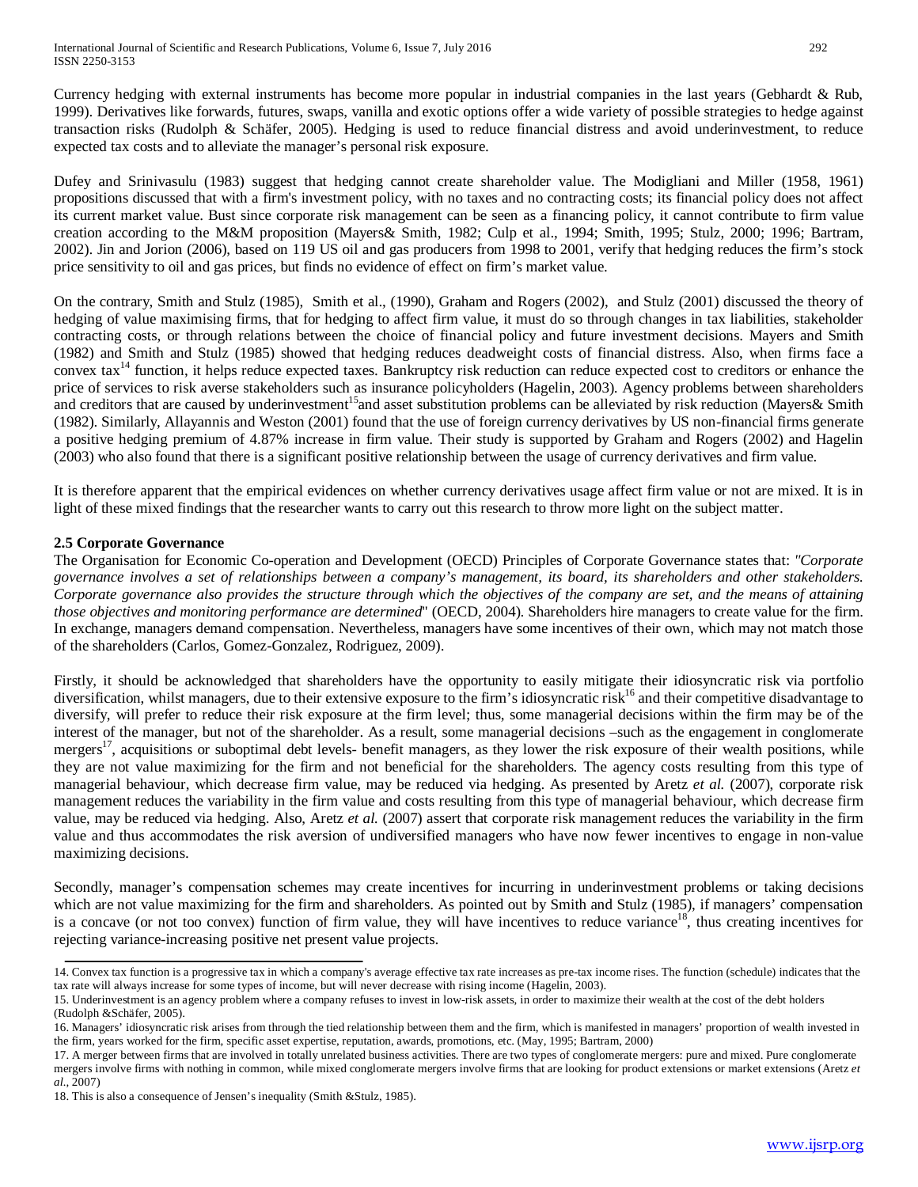Currency hedging with external instruments has become more popular in industrial companies in the last years (Gebhardt & Rub, 1999). Derivatives like forwards, futures, swaps, vanilla and exotic options offer a wide variety of possible strategies to hedge against transaction risks (Rudolph & Schäfer, 2005). Hedging is used to reduce financial distress and avoid underinvestment, to reduce expected tax costs and to alleviate the manager's personal risk exposure.

Dufey and Srinivasulu (1983) suggest that hedging cannot create shareholder value. The Modigliani and Miller (1958, 1961) propositions discussed that with a firm's investment policy, with no taxes and no contracting costs; its financial policy does not affect its current market value. Bust since corporate risk management can be seen as a financing policy, it cannot contribute to firm value creation according to the M&M proposition (Mayers& Smith, 1982; Culp et al., 1994; Smith, 1995; Stulz, 2000; 1996; Bartram, 2002). Jin and Jorion (2006), based on 119 US oil and gas producers from 1998 to 2001, verify that hedging reduces the firm's stock price sensitivity to oil and gas prices, but finds no evidence of effect on firm's market value.

On the contrary, Smith and Stulz (1985), Smith et al., (1990), Graham and Rogers (2002), and Stulz (2001) discussed the theory of hedging of value maximising firms, that for hedging to affect firm value, it must do so through changes in tax liabilities, stakeholder contracting costs, or through relations between the choice of financial policy and future investment decisions. Mayers and Smith (1982) and Smith and Stulz (1985) showed that hedging reduces deadweight costs of financial distress. Also, when firms face a convex tax[14] function, it helps reduce expected taxes. Bankruptcy risk reduction can reduce expected cost to creditors or enhance the price of services to risk averse stakeholders such as insurance policyholders (Hagelin, 2003). Agency problems between shareholders and creditors that are caused by underinvestment[15]and asset substitution problems can be alleviated by risk reduction (Mayers& Smith (1982). Similarly, Allayannis and Weston (2001) found that the use of foreign currency derivatives by US non-financial firms generate a positive hedging premium of 4.87% increase in firm value. Their study is supported by Graham and Rogers (2002) and Hagelin (2003) who also found that there is a significant positive relationship between the usage of currency derivatives and firm value.

It is therefore apparent that the empirical evidences on whether currency derivatives usage affect firm value or not are mixed. It is in light of these mixed findings that the researcher wants to carry out this research to throw more light on the subject matter.

### 2.5 Corporate Governance

The Organisation for Economic Co-operation and Development (OECD) Principles of Corporate Governance states that: *"Corporate governance involves a set of relationships between a company's management, its board, its shareholders and other stakeholders. Corporate governance also provides the structure through which the objectives of the company are set, and the means of attaining those objectives and monitoring performance are determined*" (OECD, 2004). Shareholders hire managers to create value for the firm. In exchange, managers demand compensation. Nevertheless, managers have some incentives of their own, which may not match those of the shareholders (Carlos, Gomez-Gonzalez, Rodriguez, 2009).

Firstly, it should be acknowledged that shareholders have the opportunity to easily mitigate their idiosyncratic risk via portfolio diversification, whilst managers, due to their extensive exposure to the firm's idiosyncratic risk[16] and their competitive disadvantage to diversify, will prefer to reduce their risk exposure at the firm level; thus, some managerial decisions within the firm may be of the interest of the manager, but not of the shareholder. As a result, some managerial decisions –such as the engagement in conglomerate mergers[17], acquisitions or suboptimal debt levels- benefit managers, as they lower the risk exposure of their wealth positions, while they are not value maximizing for the firm and not beneficial for the shareholders. The agency costs resulting from this type of managerial behaviour, which decrease firm value, may be reduced via hedging. As presented by Aretz *et al.* (2007), corporate risk management reduces the variability in the firm value and costs resulting from this type of managerial behaviour, which decrease firm value, may be reduced via hedging. Also, Aretz *et al.* (2007) assert that corporate risk management reduces the variability in the firm value and thus accommodates the risk aversion of undiversified managers who have now fewer incentives to engage in non-value maximizing decisions.

Secondly, manager's compensation schemes may create incentives for incurring in underinvestment problems or taking decisions which are not value maximizing for the firm and shareholders. As pointed out by Smith and Stulz (1985), if managers' compensation is a concave (or not too convex) function of firm value, they will have incentives to reduce variance[18], thus creating incentives for rejecting variance-increasing positive net present value projects.

---

14. Convex tax function is a progressive tax in which a company's average effective tax rate increases as pre-tax income rises. The function (schedule) indicates that the tax rate will always increase for some types of income, but will never decrease with rising income (Hagelin, 2003).

15. Underinvestment is an agency problem where a company refuses to invest in low-risk assets, in order to maximize their wealth at the cost of the debt holders (Rudolph &Schäfer, 2005).

16. Managers' idiosyncratic risk arises from through the tied relationship between them and the firm, which is manifested in managers' proportion of wealth invested in the firm, years worked for the firm, specific asset expertise, reputation, awards, promotions, etc. (May, 1995; Bartram, 2000)

17. A merger between firms that are involved in totally unrelated business activities. There are two types of conglomerate mergers: pure and mixed. Pure conglomerate mergers involve firms with nothing in common, while mixed conglomerate mergers involve firms that are looking for product extensions or market extensions (Aretz *et al.*, 2007)

18. This is also a consequence of Jensen's inequality (Smith &Stulz, 1985).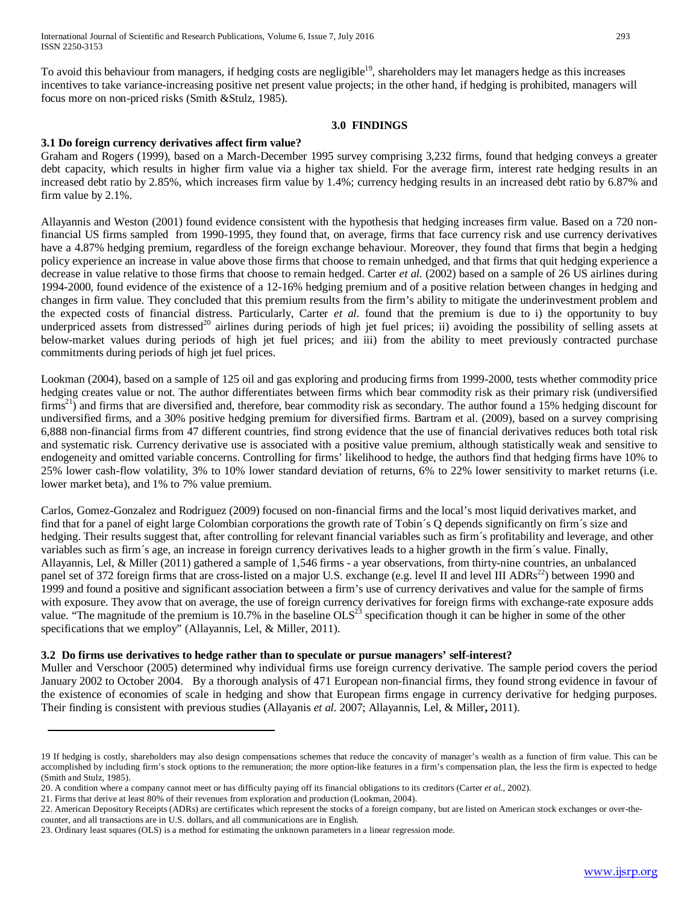To avoid this behaviour from managers, if hedging costs are negligible[19], shareholders may let managers hedge as this increases incentives to take variance-increasing positive net present value projects; in the other hand, if hedging is prohibited, managers will focus more on non-priced risks (Smith &Stulz, 1985).

## 3.0 FINDINGS

### 3.1 Do foreign currency derivatives affect firm value?

Graham and Rogers (1999), based on a March-December 1995 survey comprising 3,232 firms, found that hedging conveys a greater debt capacity, which results in higher firm value via a higher tax shield. For the average firm, interest rate hedging results in an increased debt ratio by 2.85%, which increases firm value by 1.4%; currency hedging results in an increased debt ratio by 6.87% and firm value by 2.1%.

Allayannis and Weston (2001) found evidence consistent with the hypothesis that hedging increases firm value. Based on a 720 non-financial US firms sampled from 1990-1995, they found that, on average, firms that face currency risk and use currency derivatives have a 4.87% hedging premium, regardless of the foreign exchange behaviour. Moreover, they found that firms that begin a hedging policy experience an increase in value above those firms that choose to remain unhedged, and that firms that quit hedging experience a decrease in value relative to those firms that choose to remain hedged. Carter *et al.* (2002) based on a sample of 26 US airlines during 1994-2000, found evidence of the existence of a 12-16% hedging premium and of a positive relation between changes in hedging and changes in firm value. They concluded that this premium results from the firm's ability to mitigate the underinvestment problem and the expected costs of financial distress. Particularly, Carter *et al.* found that the premium is due to i) the opportunity to buy underpriced assets from distressed[20] airlines during periods of high jet fuel prices; ii) avoiding the possibility of selling assets at below-market values during periods of high jet fuel prices; and iii) from the ability to meet previously contracted purchase commitments during periods of high jet fuel prices.

Lookman (2004), based on a sample of 125 oil and gas exploring and producing firms from 1999-2000, tests whether commodity price hedging creates value or not. The author differentiates between firms which bear commodity risk as their primary risk (undiversified firms[21]) and firms that are diversified and, therefore, bear commodity risk as secondary. The author found a 15% hedging discount for undiversified firms, and a 30% positive hedging premium for diversified firms. Bartram et al. (2009), based on a survey comprising 6,888 non-financial firms from 47 different countries, find strong evidence that the use of financial derivatives reduces both total risk and systematic risk. Currency derivative use is associated with a positive value premium, although statistically weak and sensitive to endogeneity and omitted variable concerns. Controlling for firms' likelihood to hedge, the authors find that hedging firms have 10% to 25% lower cash-flow volatility, 3% to 10% lower standard deviation of returns, 6% to 22% lower sensitivity to market returns (i.e. lower market beta), and 1% to 7% value premium.

Carlos, Gomez-Gonzalez and Rodriguez (2009) focused on non-financial firms and the local's most liquid derivatives market, and find that for a panel of eight large Colombian corporations the growth rate of Tobin´s Q depends significantly on firm´s size and hedging. Their results suggest that, after controlling for relevant financial variables such as firm´s profitability and leverage, and other variables such as firm´s age, an increase in foreign currency derivatives leads to a higher growth in the firm´s value. Finally, Allayannis, Lel, & Miller (2011) gathered a sample of 1,546 firms - a year observations, from thirty-nine countries, an unbalanced panel set of 372 foreign firms that are cross-listed on a major U.S. exchange (e.g. level II and level III ADRs[22]) between 1990 and 1999 and found a positive and significant association between a firm's use of currency derivatives and value for the sample of firms with exposure. They avow that on average, the use of foreign currency derivatives for foreign firms with exchange-rate exposure adds value. "The magnitude of the premium is 10.7% in the baseline OLS[23] specification though it can be higher in some of the other specifications that we employ" (Allayannis, Lel, & Miller, 2011).

### 3.2 Do firms use derivatives to hedge rather than to speculate or pursue managers' self-interest?

Muller and Verschoor (2005) determined why individual firms use foreign currency derivative. The sample period covers the period January 2002 to October 2004. By a thorough analysis of 471 European non-financial firms, they found strong evidence in favour of the existence of economies of scale in hedging and show that European firms engage in currency derivative for hedging purposes. Their finding is consistent with previous studies (Allayanis *et al.* 2007; Allayannis, Lel, & Miller**,** 2011).

---

19 If hedging is costly, shareholders may also design compensations schemes that reduce the concavity of manager's wealth as a function of firm value. This can be accomplished by including firm's stock options to the remuneration; the more option-like features in a firm's compensation plan, the less the firm is expected to hedge (Smith and Stulz, 1985).

20. A condition where a company cannot meet or has difficulty paying off its financial obligations to its creditors (Carter *et al.*, 2002).

21. Firms that derive at least 80% of their revenues from exploration and production (Lookman, 2004).

22. American Depository Receipts (ADRs) are certificates which represent the stocks of a foreign company, but are listed on American stock exchanges or over-the-counter, and all transactions are in U.S. dollars, and all communications are in English.

23. Ordinary least squares (OLS) is a method for estimating the unknown parameters in a linear regression mode.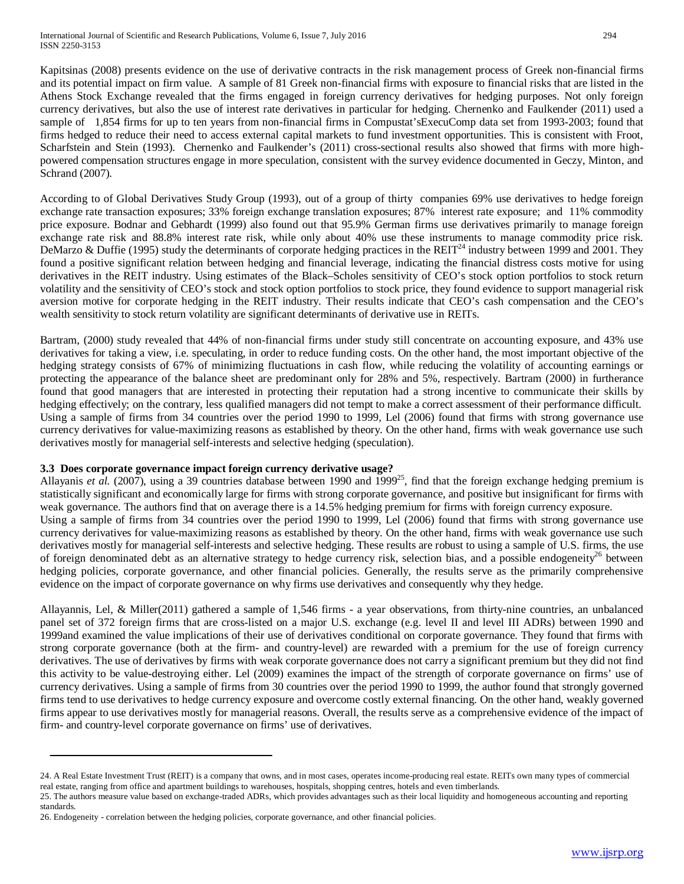Kapitsinas (2008) presents evidence on the use of derivative contracts in the risk management process of Greek non-financial firms and its potential impact on firm value. A sample of 81 Greek non-financial firms with exposure to financial risks that are listed in the Athens Stock Exchange revealed that the firms engaged in foreign currency derivatives for hedging purposes. Not only foreign currency derivatives, but also the use of interest rate derivatives in particular for hedging. Chernenko and Faulkender (2011) used a sample of 1,854 firms for up to ten years from non-financial firms in Compustat'sExecuComp data set from 1993-2003; found that firms hedged to reduce their need to access external capital markets to fund investment opportunities. This is consistent with Froot, Scharfstein and Stein (1993). Chernenko and Faulkender's (2011) cross-sectional results also showed that firms with more high-powered compensation structures engage in more speculation, consistent with the survey evidence documented in Geczy, Minton, and Schrand (2007).

According to of Global Derivatives Study Group (1993), out of a group of thirty companies 69% use derivatives to hedge foreign exchange rate transaction exposures; 33% foreign exchange translation exposures; 87% interest rate exposure; and 11% commodity price exposure. Bodnar and Gebhardt (1999) also found out that 95.9% German firms use derivatives primarily to manage foreign exchange rate risk and 88.8% interest rate risk, while only about 40% use these instruments to manage commodity price risk. DeMarzo & Duffie (1995) study the determinants of corporate hedging practices in the REIT[24] industry between 1999 and 2001. They found a positive significant relation between hedging and financial leverage, indicating the financial distress costs motive for using derivatives in the REIT industry. Using estimates of the Black–Scholes sensitivity of CEO's stock option portfolios to stock return volatility and the sensitivity of CEO's stock and stock option portfolios to stock price, they found evidence to support managerial risk aversion motive for corporate hedging in the REIT industry. Their results indicate that CEO's cash compensation and the CEO's wealth sensitivity to stock return volatility are significant determinants of derivative use in REITs.

Bartram, (2000) study revealed that 44% of non-financial firms under study still concentrate on accounting exposure, and 43% use derivatives for taking a view, i.e. speculating, in order to reduce funding costs. On the other hand, the most important objective of the hedging strategy consists of 67% of minimizing fluctuations in cash flow, while reducing the volatility of accounting earnings or protecting the appearance of the balance sheet are predominant only for 28% and 5%, respectively. Bartram (2000) in furtherance found that good managers that are interested in protecting their reputation had a strong incentive to communicate their skills by hedging effectively; on the contrary, less qualified managers did not tempt to make a correct assessment of their performance difficult. Using a sample of firms from 34 countries over the period 1990 to 1999, Lel (2006) found that firms with strong governance use currency derivatives for value-maximizing reasons as established by theory. On the other hand, firms with weak governance use such derivatives mostly for managerial self-interests and selective hedging (speculation).

### 3.3 Does corporate governance impact foreign currency derivative usage?

Allayanis *et al.* (2007), using a 39 countries database between 1990 and 1999[25], find that the foreign exchange hedging premium is statistically significant and economically large for firms with strong corporate governance, and positive but insignificant for firms with weak governance. The authors find that on average there is a 14.5% hedging premium for firms with foreign currency exposure.

Using a sample of firms from 34 countries over the period 1990 to 1999, Lel (2006) found that firms with strong governance use currency derivatives for value-maximizing reasons as established by theory. On the other hand, firms with weak governance use such derivatives mostly for managerial self-interests and selective hedging. These results are robust to using a sample of U.S. firms, the use of foreign denominated debt as an alternative strategy to hedge currency risk, selection bias, and a possible endogeneity[26] between hedging policies, corporate governance, and other financial policies. Generally, the results serve as the primarily comprehensive evidence on the impact of corporate governance on why firms use derivatives and consequently why they hedge.

Allayannis, Lel, & Miller(2011) gathered a sample of 1,546 firms - a year observations, from thirty-nine countries, an unbalanced panel set of 372 foreign firms that are cross-listed on a major U.S. exchange (e.g. level II and level III ADRs) between 1990 and 1999and examined the value implications of their use of derivatives conditional on corporate governance. They found that firms with strong corporate governance (both at the firm- and country-level) are rewarded with a premium for the use of foreign currency derivatives. The use of derivatives by firms with weak corporate governance does not carry a significant premium but they did not find this activity to be value-destroying either. Lel (2009) examines the impact of the strength of corporate governance on firms' use of currency derivatives. Using a sample of firms from 30 countries over the period 1990 to 1999, the author found that strongly governed firms tend to use derivatives to hedge currency exposure and overcome costly external financing. On the other hand, weakly governed firms appear to use derivatives mostly for managerial reasons. Overall, the results serve as a comprehensive evidence of the impact of firm- and country-level corporate governance on firms' use of derivatives.

---

24. A Real Estate Investment Trust (REIT) is a company that owns, and in most cases, operates income-producing real estate. REITs own many types of commercial real estate, ranging from office and apartment buildings to warehouses, hospitals, shopping centres, hotels and even timberlands.

25. The authors measure value based on exchange-traded ADRs, which provides advantages such as their local liquidity and homogeneous accounting and reporting standards.

26. Endogeneity - correlation between the hedging policies, corporate governance, and other financial policies.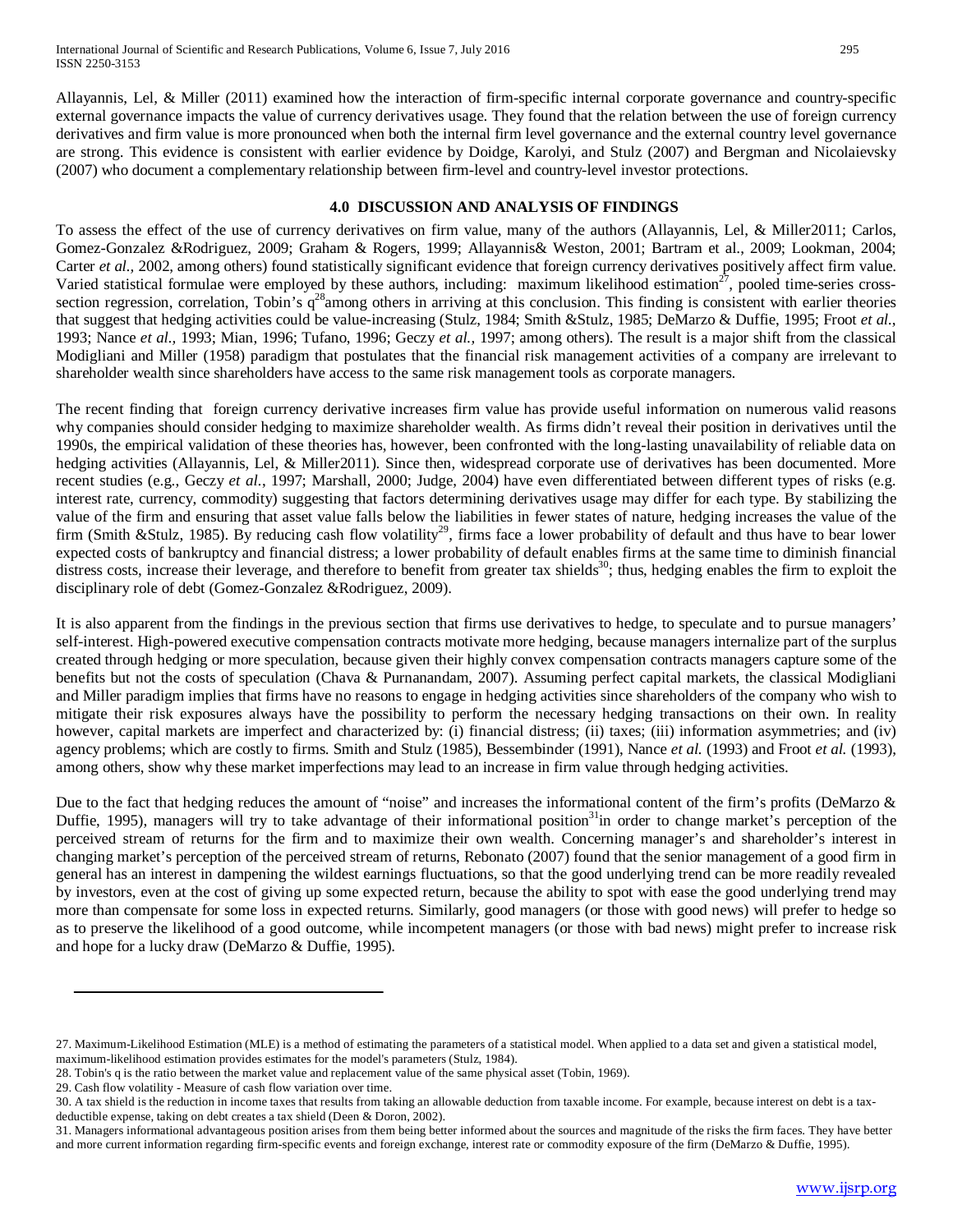Allayannis, Lel, & Miller (2011) examined how the interaction of firm-specific internal corporate governance and country-specific external governance impacts the value of currency derivatives usage. They found that the relation between the use of foreign currency derivatives and firm value is more pronounced when both the internal firm level governance and the external country level governance are strong. This evidence is consistent with earlier evidence by Doidge, Karolyi, and Stulz (2007) and Bergman and Nicolaievsky (2007) who document a complementary relationship between firm-level and country-level investor protections.

## 4.0 DISCUSSION AND ANALYSIS OF FINDINGS

To assess the effect of the use of currency derivatives on firm value, many of the authors (Allayannis, Lel, & Miller2011; Carlos, Gomez-Gonzalez &Rodriguez, 2009; Graham & Rogers, 1999; Allayannis& Weston, 2001; Bartram et al., 2009; Lookman, 2004; Carter *et al.,* 2002, among others) found statistically significant evidence that foreign currency derivatives positively affect firm value. Varied statistical formulae were employed by these authors, including: maximum likelihood estimation[27], pooled time-series cross-section regression, correlation, Tobin's q[28]among others in arriving at this conclusion. This finding is consistent with earlier theories that suggest that hedging activities could be value-increasing (Stulz, 1984; Smith &Stulz, 1985; DeMarzo & Duffie, 1995; Froot *et al.*, 1993; Nance *et al.*, 1993; Mian, 1996; Tufano, 1996; Geczy *et al.*, 1997; among others). The result is a major shift from the classical Modigliani and Miller (1958) paradigm that postulates that the financial risk management activities of a company are irrelevant to shareholder wealth since shareholders have access to the same risk management tools as corporate managers.

The recent finding that foreign currency derivative increases firm value has provide useful information on numerous valid reasons why companies should consider hedging to maximize shareholder wealth. As firms didn't reveal their position in derivatives until the 1990s, the empirical validation of these theories has, however, been confronted with the long-lasting unavailability of reliable data on hedging activities (Allayannis, Lel, & Miller2011). Since then, widespread corporate use of derivatives has been documented. More recent studies (e.g., Geczy *et al.*, 1997; Marshall, 2000; Judge, 2004) have even differentiated between different types of risks (e.g. interest rate, currency, commodity) suggesting that factors determining derivatives usage may differ for each type. By stabilizing the value of the firm and ensuring that asset value falls below the liabilities in fewer states of nature, hedging increases the value of the firm (Smith &Stulz, 1985). By reducing cash flow volatility[29], firms face a lower probability of default and thus have to bear lower expected costs of bankruptcy and financial distress; a lower probability of default enables firms at the same time to diminish financial distress costs, increase their leverage, and therefore to benefit from greater tax shields[30]; thus, hedging enables the firm to exploit the disciplinary role of debt (Gomez-Gonzalez &Rodriguez, 2009).

It is also apparent from the findings in the previous section that firms use derivatives to hedge, to speculate and to pursue managers' self-interest. High-powered executive compensation contracts motivate more hedging, because managers internalize part of the surplus created through hedging or more speculation, because given their highly convex compensation contracts managers capture some of the benefits but not the costs of speculation (Chava & Purnanandam, 2007). Assuming perfect capital markets, the classical Modigliani and Miller paradigm implies that firms have no reasons to engage in hedging activities since shareholders of the company who wish to mitigate their risk exposures always have the possibility to perform the necessary hedging transactions on their own. In reality however, capital markets are imperfect and characterized by: (i) financial distress; (ii) taxes; (iii) information asymmetries; and (iv) agency problems; which are costly to firms. Smith and Stulz (1985), Bessembinder (1991), Nance *et al.* (1993) and Froot *et al.* (1993), among others, show why these market imperfections may lead to an increase in firm value through hedging activities.

Due to the fact that hedging reduces the amount of "noise" and increases the informational content of the firm's profits (DeMarzo & Duffie, 1995), managers will try to take advantage of their informational position[31]in order to change market's perception of the perceived stream of returns for the firm and to maximize their own wealth. Concerning manager's and shareholder's interest in changing market's perception of the perceived stream of returns, Rebonato (2007) found that the senior management of a good firm in general has an interest in dampening the wildest earnings fluctuations, so that the good underlying trend can be more readily revealed by investors, even at the cost of giving up some expected return, because the ability to spot with ease the good underlying trend may more than compensate for some loss in expected returns. Similarly, good managers (or those with good news) will prefer to hedge so as to preserve the likelihood of a good outcome, while incompetent managers (or those with bad news) might prefer to increase risk and hope for a lucky draw (DeMarzo & Duffie, 1995).

---

27. Maximum-Likelihood Estimation (MLE) is a method of estimating the parameters of a statistical model. When applied to a data set and given a statistical model, maximum-likelihood estimation provides estimates for the model's parameters (Stulz, 1984).

28. Tobin's q is the ratio between the market value and replacement value of the same physical asset (Tobin, 1969).

29. Cash flow volatility - Measure of cash flow variation over time.

30. A tax shield is the reduction in income taxes that results from taking an allowable deduction from taxable income. For example, because interest on debt is a tax-deductible expense, taking on debt creates a tax shield (Deen & Doron, 2002).

31. Managers informational advantageous position arises from them being better informed about the sources and magnitude of the risks the firm faces. They have better and more current information regarding firm-specific events and foreign exchange, interest rate or commodity exposure of the firm (DeMarzo & Duffie, 1995).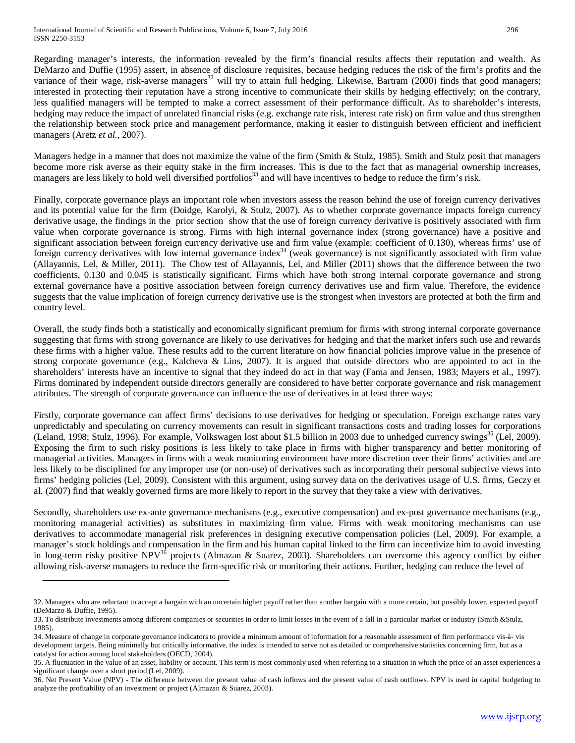Regarding manager's interests, the information revealed by the firm's financial results affects their reputation and wealth. As DeMarzo and Duffie (1995) assert, in absence of disclosure requisites, because hedging reduces the risk of the firm's profits and the variance of their wage, risk-averse managers[32] will try to attain full hedging. Likewise, Bartram (2000) finds that good managers; interested in protecting their reputation have a strong incentive to communicate their skills by hedging effectively; on the contrary, less qualified managers will be tempted to make a correct assessment of their performance difficult. As to shareholder's interests, hedging may reduce the impact of unrelated financial risks (e.g. exchange rate risk, interest rate risk) on firm value and thus strengthen the relationship between stock price and management performance, making it easier to distinguish between efficient and inefficient managers (Aretz *et al.*, 2007).

Managers hedge in a manner that does not maximize the value of the firm (Smith & Stulz, 1985). Smith and Stulz posit that managers become more risk averse as their equity stake in the firm increases. This is due to the fact that as managerial ownership increases, managers are less likely to hold well diversified portfolios[33] and will have incentives to hedge to reduce the firm's risk.

Finally, corporate governance plays an important role when investors assess the reason behind the use of foreign currency derivatives and its potential value for the firm (Doidge, Karolyi, & Stulz, 2007). As to whether corporate governance impacts foreign currency derivative usage, the findings in the prior section show that the use of foreign currency derivative is positively associated with firm value when corporate governance is strong. Firms with high internal governance index (strong governance) have a positive and significant association between foreign currency derivative use and firm value (example: coefficient of 0.130), whereas firms' use of foreign currency derivatives with low internal governance index[34] (weak governance) is not significantly associated with firm value (Allayannis, Lel, & Miller, 2011). The Chow test of Allayannis, Lel, and Miller **(**2011) shows that the difference between the two coefficients, 0.130 and 0.045 is statistically significant. Firms which have both strong internal corporate governance and strong external governance have a positive association between foreign currency derivatives use and firm value. Therefore, the evidence suggests that the value implication of foreign currency derivative use is the strongest when investors are protected at both the firm and country level.

Overall, the study finds both a statistically and economically significant premium for firms with strong internal corporate governance suggesting that firms with strong governance are likely to use derivatives for hedging and that the market infers such use and rewards these firms with a higher value. These results add to the current literature on how financial policies improve value in the presence of strong corporate governance (e.g., Kalcheva & Lins, 2007). It is argued that outside directors who are appointed to act in the shareholders' interests have an incentive to signal that they indeed do act in that way (Fama and Jensen, 1983; Mayers et al., 1997). Firms dominated by independent outside directors generally are considered to have better corporate governance and risk management attributes. The strength of corporate governance can influence the use of derivatives in at least three ways:

Firstly, corporate governance can affect firms' decisions to use derivatives for hedging or speculation. Foreign exchange rates vary unpredictably and speculating on currency movements can result in significant transactions costs and trading losses for corporations (Leland, 1998; Stulz, 1996). For example, Volkswagen lost about $1.5 billion in 2003 due to unhedged currency swings[35] (Lel, 2009). Exposing the firm to such risky positions is less likely to take place in firms with higher transparency and better monitoring of managerial activities. Managers in firms with a weak monitoring environment have more discretion over their firms' activities and are less likely to be disciplined for any improper use (or non-use) of derivatives such as incorporating their personal subjective views into firms' hedging policies (Lel, 2009). Consistent with this argument, using survey data on the derivatives usage of U.S. firms, Geczy et al. (2007) find that weakly governed firms are more likely to report in the survey that they take a view with derivatives.

Secondly, shareholders use ex-ante governance mechanisms (e.g., executive compensation) and ex-post governance mechanisms (e.g., monitoring managerial activities) as substitutes in maximizing firm value. Firms with weak monitoring mechanisms can use derivatives to accommodate managerial risk preferences in designing executive compensation policies (Lel, 2009). For example, a manager's stock holdings and compensation in the firm and his human capital linked to the firm can incentivize him to avoid investing in long-term risky positive NPV[36] projects (Almazan & Suarez, 2003). Shareholders can overcome this agency conflict by either allowing risk-averse managers to reduce the firm-specific risk or monitoring their actions. Further, hedging can reduce the level of

---

32. Managers who are reluctant to accept a bargain with an uncertain higher payoff rather than another bargain with a more certain, but possibly lower, expected payoff (DeMarzo & Duffie, 1995).

33. To distribute investments among different companies or securities in order to limit losses in the event of a fall in a particular market or industry (Smith &Stulz, 1985).

34. Measure of change in corporate governance indicators to provide a minimum amount of information for a reasonable assessment of firm performance vis-à- vis development targets. Being minimally but critically informative, the index is intended to serve not as detailed or comprehensive statistics concerning firm, but as a catalyst for action among local stakeholders (OECD, 2004).

35. A fluctuation in the value of an asset, liability or account. This term is most commonly used when referring to a situation in which the price of an asset experiences a significant change over a short period (Lel, 2009).

36. Net Present Value (NPV) - The difference between the present value of cash inflows and the present value of cash outflows. NPV is used in capital budgeting to analyze the profitability of an investment or project (Almazan & Suarez, 2003).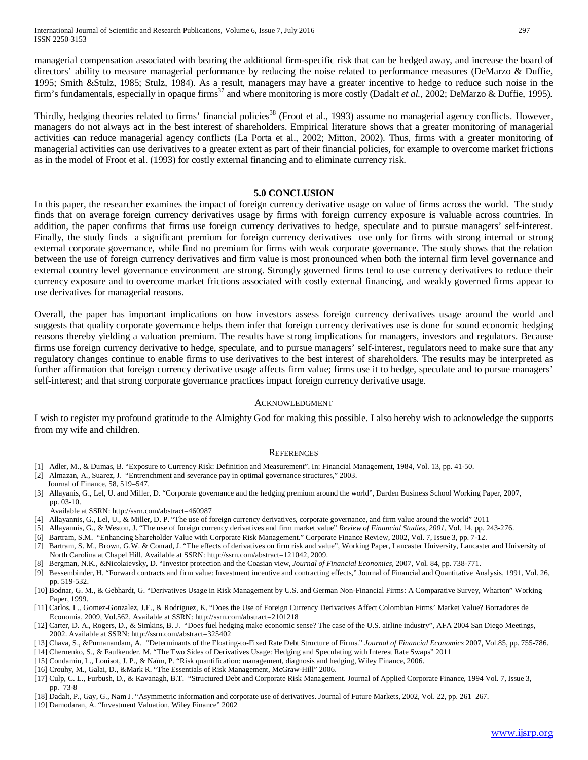managerial compensation associated with bearing the additional firm-specific risk that can be hedged away, and increase the board of directors' ability to measure managerial performance by reducing the noise related to performance measures (DeMarzo & Duffie, 1995; Smith &Stulz, 1985; Stulz, 1984). As a result, managers may have a greater incentive to hedge to reduce such noise in the firm's fundamentals, especially in opaque firms[37] and where monitoring is more costly (Dadalt *et al.*, 2002; DeMarzo & Duffie, 1995).

Thirdly, hedging theories related to firms' financial policies[38] (Froot et al., 1993) assume no managerial agency conflicts. However, managers do not always act in the best interest of shareholders. Empirical literature shows that a greater monitoring of managerial activities can reduce managerial agency conflicts (La Porta et al., 2002; Mitton, 2002). Thus, firms with a greater monitoring of managerial activities can use derivatives to a greater extent as part of their financial policies, for example to overcome market frictions as in the model of Froot et al. (1993) for costly external financing and to eliminate currency risk.

## 5.0 CONCLUSION

In this paper, the researcher examines the impact of foreign currency derivative usage on value of firms across the world. The study finds that on average foreign currency derivatives usage by firms with foreign currency exposure is valuable across countries. In addition, the paper confirms that firms use foreign currency derivatives to hedge, speculate and to pursue managers' self-interest. Finally, the study finds a significant premium for foreign currency derivatives use only for firms with strong internal or strong external corporate governance, while find no premium for firms with weak corporate governance. The study shows that the relation between the use of foreign currency derivatives and firm value is most pronounced when both the internal firm level governance and external country level governance environment are strong. Strongly governed firms tend to use currency derivatives to reduce their currency exposure and to overcome market frictions associated with costly external financing, and weakly governed firms appear to use derivatives for managerial reasons.

Overall, the paper has important implications on how investors assess foreign currency derivatives usage around the world and suggests that quality corporate governance helps them infer that foreign currency derivatives use is done for sound economic hedging reasons thereby yielding a valuation premium. The results have strong implications for managers, investors and regulators. Because firms use foreign currency derivative to hedge, speculate, and to pursue managers' self-interest, regulators need to make sure that any regulatory changes continue to enable firms to use derivatives to the best interest of shareholders. The results may be interpreted as further affirmation that foreign currency derivative usage affects firm value; firms use it to hedge, speculate and to pursue managers' self-interest; and that strong corporate governance practices impact foreign currency derivative usage.

### ACKNOWLEDGMENT

I wish to register my profound gratitude to the Almighty God for making this possible. I also hereby wish to acknowledge the supports from my wife and children.

### REFERENCES

[1] Adler, M., & Dumas, B. "Exposure to Currency Risk: Definition and Measurement". In: Financial Management, 1984, Vol. 13, pp. 41-50.
[2] Almazan, A., Suarez, J. "Entrenchment and severance pay in optimal governance structures," 2003. Journal of Finance, 58, 519–547.
[3] Allayanis, G., Lel, U. and Miller, D. "Corporate governance and the hedging premium around the world", Darden Business School Working Paper, 2007, pp. 03-10. Available at SSRN: http://ssrn.com/abstract=460987
[4] Allayannis, G., Lel, U., & Miller**,** D. P. "The use of foreign currency derivatives, corporate governance, and firm value around the world" 2011
[5] Allayannis, G., & Weston, J. "The use of foreign currency derivatives and firm market value" *Review of Financial Studies, 2001*, Vol. 14, pp. 243-276.
[6] Bartram, S.M. "Enhancing Shareholder Value with Corporate Risk Management." Corporate Finance Review, 2002, Vol. 7, Issue 3, pp. 7-12.
[7] Bartram, S. M., Brown, G.W. & Conrad, J. "The effects of derivatives on firm risk and value", Working Paper, Lancaster University, Lancaster and University of North Carolina at Chapel Hill. Available at SSRN: http://ssrn.com/abstract=121042, 2009.
[8] Bergman, N.K., &Nicolaievsky, D. "Investor protection and the Coasian view, *Journal of Financial Economics*, 2007, Vol. 84, pp. 738-771.
[9] Bessembinder, H. "Forward contracts and firm value: Investment incentive and contracting effects," Journal of Financial and Quantitative Analysis, 1991, Vol. 26, pp. 519-532.
[10] Bodnar, G. M., & Gebhardt, G. "Derivatives Usage in Risk Management by U.S. and German Non-Financial Firms: A Comparative Survey, Wharton" Working Paper, 1999.
[11] Carlos. L., Gomez-Gonzalez, J.E., & Rodriguez, K. "Does the Use of Foreign Currency Derivatives Affect Colombian Firms' Market Value? Borradores de Economia, 2009, Vol.562, Available at SSRN: http://ssrn.com/abstract=2101218
[12] Carter, D. A., Rogers, D., & Simkins, B. J. "Does fuel hedging make economic sense? The case of the U.S. airline industry", AFA 2004 San Diego Meetings, 2002. Available at SSRN: http://ssrn.com/abstract=325402
[13] Chava, S., &Purnanandam, A. "Determinants of the Floating-to-Fixed Rate Debt Structure of Firms." *Journal of Financial Economics* 2007, Vol.85, pp. 755-786.
[14] Chernenko, S., & Faulkender. M. "The Two Sides of Derivatives Usage: Hedging and Speculating with Interest Rate Swaps" 2011
[15] Condamin, L., Louisot, J. P., & Naïm, P. "Risk quantification: management, diagnosis and hedging, Wiley Finance, 2006.
[16] Crouhy, M., Galai, D., &Mark R. "The Essentials of Risk Management, McGraw-Hill" 2006.
[17] Culp, C. L., Furbush, D., & Kavanagh, B.T. "Structured Debt and Corporate Risk Management. Journal of Applied Corporate Finance, 1994 Vol. 7, Issue 3, pp. 73-8
[18] Dadalt, P., Gay, G., Nam J. "Asymmetric information and corporate use of derivatives. Journal of Future Markets, 2002, Vol. 22, pp. 261–267.
[19] Damodaran, A. "Investment Valuation, Wiley Finance" 2002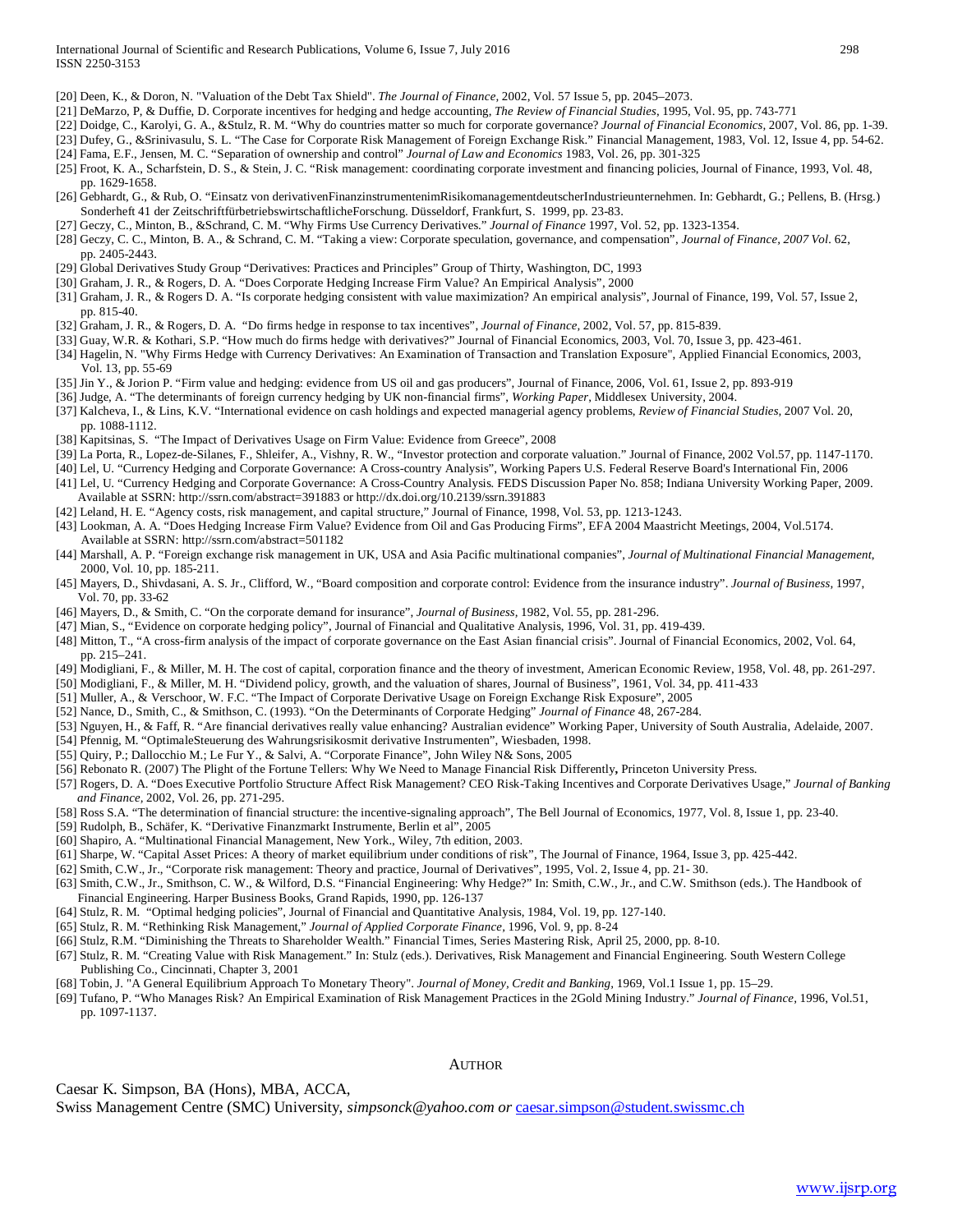[20] Deen, K., & Doron, N. "Valuation of the Debt Tax Shield". *The Journal of Finance*, 2002, Vol. 57 Issue 5, pp. 2045–2073.

[21] DeMarzo, P, & Duffie, D. Corporate incentives for hedging and hedge accounting, *The Review of Financial Studies*, 1995, Vol. 95, pp. 743-771

[22] Doidge, C., Karolyi, G. A., &Stulz, R. M. "Why do countries matter so much for corporate governance? *Journal of Financial Economics*, 2007, Vol. 86, pp. 1-39.

[23] Dufey, G., &Srinivasulu, S. L. "The Case for Corporate Risk Management of Foreign Exchange Risk." Financial Management, 1983, Vol. 12, Issue 4, pp. 54-62.

[24] Fama, E.F., Jensen, M. C. "Separation of ownership and control" *Journal of Law and Economics* 1983, Vol. 26, pp. 301-325

[25] Froot, K. A., Scharfstein, D. S., & Stein, J. C. "Risk management: coordinating corporate investment and financing policies, Journal of Finance, 1993, Vol. 48, pp. 1629-1658.

[26] Gebhardt, G., & Rub, O. "Einsatz von derivativenFinanzinstrumentenimRisikomanagementdeutscherIndustrieunternehmen. In: Gebhardt, G.; Pellens, B. (Hrsg.) Sonderheft 41 der ZeitschriftfürbetriebswirtschaftlicheForschung. Düsseldorf, Frankfurt, S. 1999, pp. 23-83.

[27] Geczy, C., Minton, B., &Schrand, C. M. "Why Firms Use Currency Derivatives." *Journal of Finance* 1997, Vol. 52, pp. 1323-1354.

[28] Geczy, C. C., Minton, B. A., & Schrand, C. M. "Taking a view: Corporate speculation, governance, and compensation", *Journal of Finance, 2007 Vol.* 62, pp. 2405-2443.

[29] Global Derivatives Study Group "Derivatives: Practices and Principles" Group of Thirty, Washington, DC, 1993

[30] Graham, J. R., & Rogers, D. A. "Does Corporate Hedging Increase Firm Value? An Empirical Analysis", 2000

[31] Graham, J. R., & Rogers D. A. "Is corporate hedging consistent with value maximization? An empirical analysis", Journal of Finance, 199, Vol. 57, Issue 2, pp. 815-40.

[32] Graham, J. R., & Rogers, D. A. "Do firms hedge in response to tax incentives", *Journal of Finance*, 2002, Vol. 57, pp. 815-839.

[33] Guay, W.R. & Kothari, S.P. "How much do firms hedge with derivatives?" Journal of Financial Economics, 2003, Vol. 70, Issue 3, pp. 423-461.

[34] Hagelin, N. "Why Firms Hedge with Currency Derivatives: An Examination of Transaction and Translation Exposure", Applied Financial Economics, 2003, Vol. 13, pp. 55-69

[35] Jin Y., & Jorion P. "Firm value and hedging: evidence from US oil and gas producers", Journal of Finance, 2006, Vol. 61, Issue 2, pp. 893-919

[36] Judge, A. "The determinants of foreign currency hedging by UK non-financial firms", *Working Paper*, Middlesex University, 2004.

[37] Kalcheva, I., & Lins, K.V. "International evidence on cash holdings and expected managerial agency problems, *Review of Financial Studies*, 2007 Vol. 20, pp. 1088-1112.

[38] Kapitsinas, S. "The Impact of Derivatives Usage on Firm Value: Evidence from Greece", 2008

[39] La Porta, R., Lopez-de-Silanes, F., Shleifer, A., Vishny, R. W., "Investor protection and corporate valuation." Journal of Finance, 2002 Vol.57, pp. 1147-1170.

[40] Lel, U. "Currency Hedging and Corporate Governance: A Cross-country Analysis", Working Papers U.S. Federal Reserve Board's International Fin, 2006

[41] Lel, U. "Currency Hedging and Corporate Governance: A Cross-Country Analysis. FEDS Discussion Paper No. 858; Indiana University Working Paper, 2009. Available at SSRN: http://ssrn.com/abstract=391883 or http://dx.doi.org/10.2139/ssrn.391883

[42] Leland, H. E. "Agency costs, risk management, and capital structure," Journal of Finance, 1998, Vol. 53, pp. 1213-1243.

[43] Lookman, A. A. "Does Hedging Increase Firm Value? Evidence from Oil and Gas Producing Firms", EFA 2004 Maastricht Meetings, 2004, Vol.5174. Available at SSRN: http://ssrn.com/abstract=501182

[44] Marshall, A. P. "Foreign exchange risk management in UK, USA and Asia Pacific multinational companies", *Journal of Multinational Financial Management*, 2000, Vol. 10, pp. 185-211.

[45] Mayers, D., Shivdasani, A. S. Jr., Clifford, W., "Board composition and corporate control: Evidence from the insurance industry". *Journal of Business*, 1997, Vol. 70, pp. 33-62

[46] Mayers, D., & Smith, C. "On the corporate demand for insurance", *Journal of Business*, 1982, Vol. 55, pp. 281-296.

[47] Mian, S., "Evidence on corporate hedging policy", Journal of Financial and Qualitative Analysis, 1996, Vol. 31, pp. 419-439.

[48] Mitton, T., "A cross-firm analysis of the impact of corporate governance on the East Asian financial crisis". Journal of Financial Economics, 2002, Vol. 64, pp. 215–241.

[49] Modigliani, F., & Miller, M. H. The cost of capital, corporation finance and the theory of investment, American Economic Review, 1958, Vol. 48, pp. 261-297.

[50] Modigliani, F., & Miller, M. H. "Dividend policy, growth, and the valuation of shares, Journal of Business", 1961, Vol. 34, pp. 411-433

[51] Muller, A., & Verschoor, W. F.C. "The Impact of Corporate Derivative Usage on Foreign Exchange Risk Exposure", 2005

[52] Nance, D., Smith, C., & Smithson, C. (1993). "On the Determinants of Corporate Hedging" *Journal of Finance* 48, 267-284.

[53] Nguyen, H., & Faff, R. "Are financial derivatives really value enhancing? Australian evidence" Working Paper, University of South Australia, Adelaide, 2007.

[54] Pfennig, M. "OptimaleSteuerung des Wahrungsrisikosmit derivative Instrumenten", Wiesbaden, 1998.

[55] Quiry, P.; Dallocchio M.; Le Fur Y., & Salvi, A. "Corporate Finance", John Wiley N& Sons, 2005

[56] Rebonato R. (2007) The Plight of the Fortune Tellers: Why We Need to Manage Financial Risk Differently**,** Princeton University Press.

[57] Rogers, D. A. "Does Executive Portfolio Structure Affect Risk Management? CEO Risk-Taking Incentives and Corporate Derivatives Usage," *Journal of Banking and Finance*, 2002, Vol. 26, pp. 271-295.

[58] Ross S.A. "The determination of financial structure: the incentive-signaling approach", The Bell Journal of Economics, 1977, Vol. 8, Issue 1, pp. 23-40.

[59] Rudolph, B., Schäfer, K. "Derivative Finanzmarkt Instrumente, Berlin et al", 2005

[60] Shapiro, A. "Multinational Financial Management, New York., Wiley, 7th edition, 2003.

[61] Sharpe, W. "Capital Asset Prices: A theory of market equilibrium under conditions of risk", The Journal of Finance, 1964, Issue 3, pp. 425-442.

[62] Smith, C.W., Jr., "Corporate risk management: Theory and practice, Journal of Derivatives", 1995, Vol. 2, Issue 4, pp. 21- 30.

[63] Smith, C.W., Jr., Smithson, C. W., & Wilford, D.S. "Financial Engineering: Why Hedge?" In: Smith, C.W., Jr., and C.W. Smithson (eds.). The Handbook of Financial Engineering. Harper Business Books, Grand Rapids, 1990, pp. 126-137

[64] Stulz, R. M. "Optimal hedging policies", Journal of Financial and Quantitative Analysis, 1984, Vol. 19, pp. 127-140.

[65] Stulz, R. M. "Rethinking Risk Management," *Journal of Applied Corporate Finance*, 1996, Vol. 9, pp. 8-24

[66] Stulz, R.M. "Diminishing the Threats to Shareholder Wealth." Financial Times, Series Mastering Risk, April 25, 2000, pp. 8-10.

[67] Stulz, R. M. "Creating Value with Risk Management." In: Stulz (eds.). Derivatives, Risk Management and Financial Engineering. South Western College Publishing Co., Cincinnati, Chapter 3, 2001

[68] Tobin, J. "A General Equilibrium Approach To Monetary Theory". *Journal of Money, Credit and Banking*, 1969, Vol.1 Issue 1, pp. 15–29.

[69] Tufano, P. "Who Manages Risk? An Empirical Examination of Risk Management Practices in the 2Gold Mining Industry." *Journal of Finance*, 1996, Vol.51, pp. 1097-1137.

## AUTHOR

Caesar K. Simpson, BA (Hons), MBA, ACCA,
Swiss Management Centre (SMC) University, *simpsonck@yahoo.com or* caesar.simpson@student.swissmc.ch